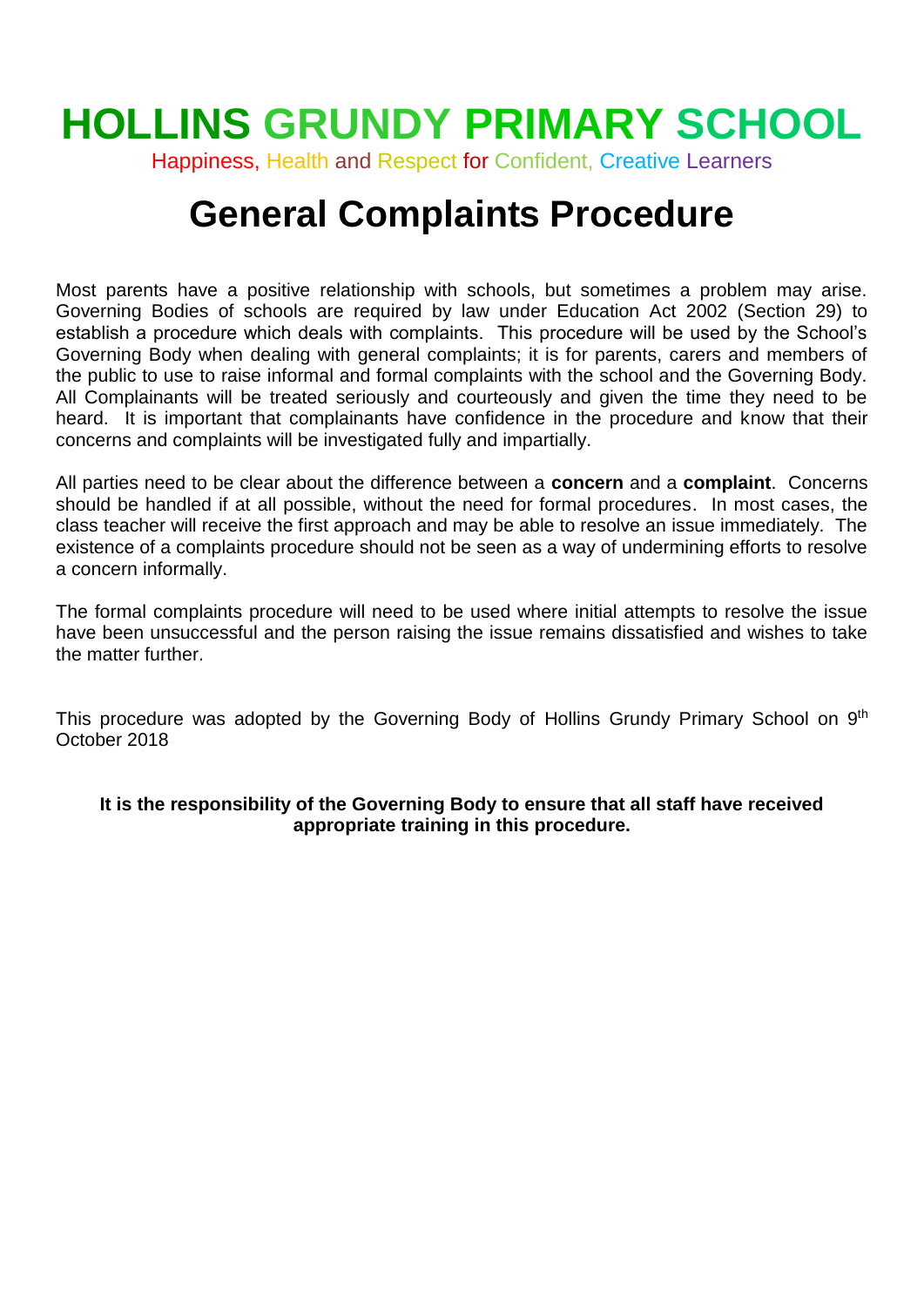# HOLLINS GRUNDY PRIMARY SCHOOL

Happiness, Health and Respect for Confident, Creative Learners

# General Complaints Procedure

Most parents have a positive relationship with schools, but sometimes a problem may arise. Governing Bodies of schools are required by law under Education Act 2002 (Section 29) to establish a procedure which deals with complaints. This procedure will be used by the School's Governing Body when dealing with general complaints; it is for parents, carers and members of the public to use to raise informal and formal complaints with the school and the Governing Body. All Complainants will be treated seriously and courteously and given the time they need to be heard. It is important that complainants have confidence in the procedure and know that their concerns and complaints will be investigated fully and impartially.

All parties need to be clear about the difference between a **concern** and a **complaint**. Concerns should be handled if at all possible, without the need for formal procedures. In most cases, the class teacher will receive the first approach and may be able to resolve an issue immediately. The existence of a complaints procedure should not be seen as a way of undermining efforts to resolve a concern informally.

The formal complaints procedure will need to be used where initial attempts to resolve the issue have been unsuccessful and the person raising the issue remains dissatisfied and wishes to take the matter further.

This procedure was adopted by the Governing Body of Hollins Grundy Primary School on 9th October 2018

**It is the responsibility of the Governing Body to ensure that all staff have received appropriate training in this procedure.**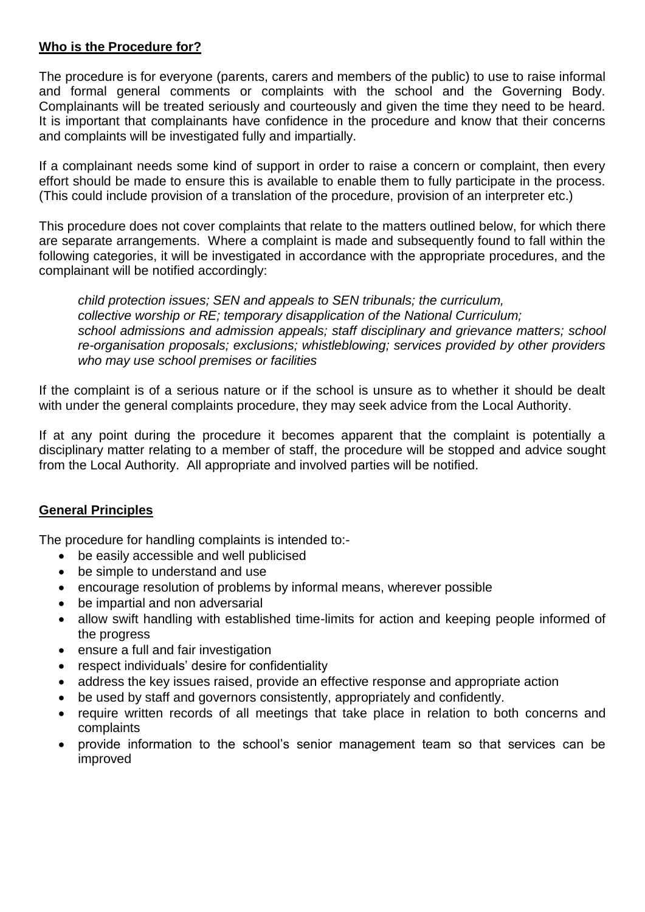## **Who is the Procedure for?**

The procedure is for everyone (parents, carers and members of the public) to use to raise informal and formal general comments or complaints with the school and the Governing Body. Complainants will be treated seriously and courteously and given the time they need to be heard. It is important that complainants have confidence in the procedure and know that their concerns and complaints will be investigated fully and impartially.

If a complainant needs some kind of support in order to raise a concern or complaint, then every effort should be made to ensure this is available to enable them to fully participate in the process. (This could include provision of a translation of the procedure, provision of an interpreter etc.)

This procedure does not cover complaints that relate to the matters outlined below, for which there are separate arrangements. Where a complaint is made and subsequently found to fall within the following categories, it will be investigated in accordance with the appropriate procedures, and the complainant will be notified accordingly:

> *child protection issues; SEN and appeals to SEN tribunals; the curriculum, collective worship or RE; temporary disapplication of the National Curriculum; school admissions and admission appeals; staff disciplinary and grievance matters; school re-organisation proposals; exclusions; whistleblowing; services provided by other providers who may use school premises or facilities*

If the complaint is of a serious nature or if the school is unsure as to whether it should be dealt with under the general complaints procedure, they may seek advice from the Local Authority.

If at any point during the procedure it becomes apparent that the complaint is potentially a disciplinary matter relating to a member of staff, the procedure will be stopped and advice sought from the Local Authority. All appropriate and involved parties will be notified.

## **General Principles**

The procedure for handling complaints is intended to:-

- be easily accessible and well publicised
- be simple to understand and use
- encourage resolution of problems by informal means, wherever possible
- be impartial and non adversarial
- allow swift handling with established time-limits for action and keeping people informed of the progress
- ensure a full and fair investigation
- respect individuals' desire for confidentiality
- address the key issues raised, provide an effective response and appropriate action
- be used by staff and governors consistently, appropriately and confidently.
- require written records of all meetings that take place in relation to both concerns and complaints
- provide information to the school's senior management team so that services can be improved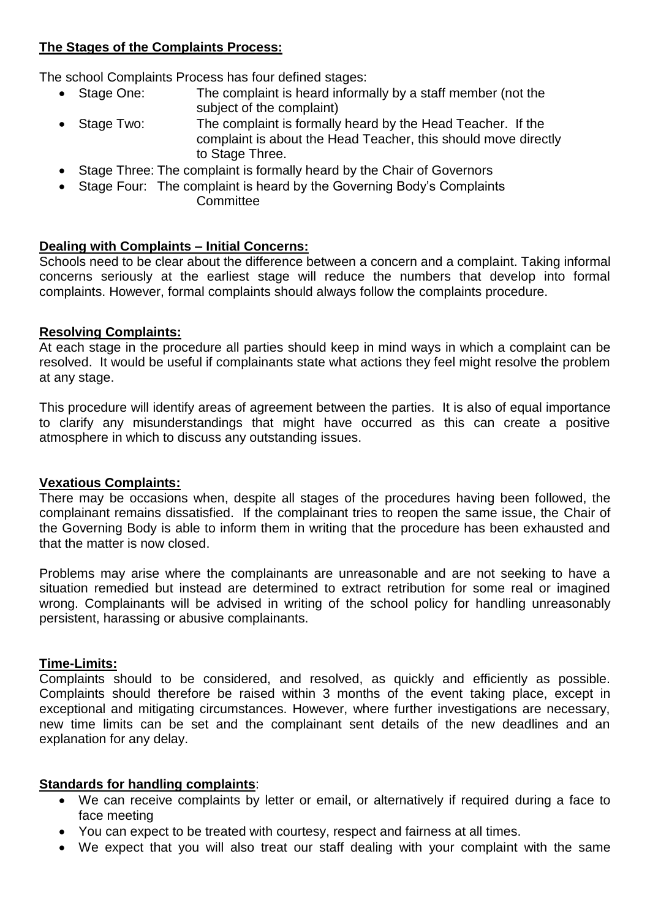**The Stages of the Complaints Process:**

The school Complaints Process has four defined stages:

- Stage One: The complaint is heard informally by a staff member (not the subject of the complaint)
- Stage Two: The complaint is formally heard by the Head Teacher. If the complaint is about the Head Teacher, this should move directly to Stage Three.
- Stage Three: The complaint is formally heard by the Chair of Governors
- Stage Four: The complaint is heard by the Governing Body's Complaints Committee

**Dealing with Complaints – Initial Concerns:**

Schools need to be clear about the difference between a concern and a complaint. Taking informal concerns seriously at the earliest stage will reduce the numbers that develop into formal complaints. However, formal complaints should always follow the complaints procedure.

**Resolving Complaints:**

At each stage in the procedure all parties should keep in mind ways in which a complaint can be resolved. It would be useful if complainants state what actions they feel might resolve the problem at any stage.

This procedure will identify areas of agreement between the parties. It is also of equal importance to clarify any misunderstandings that might have occurred as this can create a positive atmosphere in which to discuss any outstanding issues.

**Vexatious Complaints:**

There may be occasions when, despite all stages of the procedures having been followed, the complainant remains dissatisfied. If the complainant tries to reopen the same issue, the Chair of the Governing Body is able to inform them in writing that the procedure has been exhausted and that the matter is now closed.

Problems may arise where the complainants are unreasonable and are not seeking to have a situation remedied but instead are determined to extract retribution for some real or imagined wrong. Complainants will be advised in writing of the school policy for handling unreasonably persistent, harassing or abusive complainants.

**Time-Limits:**

Complaints should to be considered, and resolved, as quickly and efficiently as possible. Complaints should therefore be raised within 3 months of the event taking place, except in exceptional and mitigating circumstances. However, where further investigations are necessary, new time limits can be set and the complainant sent details of the new deadlines and an explanation for any delay.

**Standards for handling complaints**:

- We can receive complaints by letter or email, or alternatively if required during a face to face meeting
- You can expect to be treated with courtesy, respect and fairness at all times.
- We expect that you will also treat our staff dealing with your complaint with the same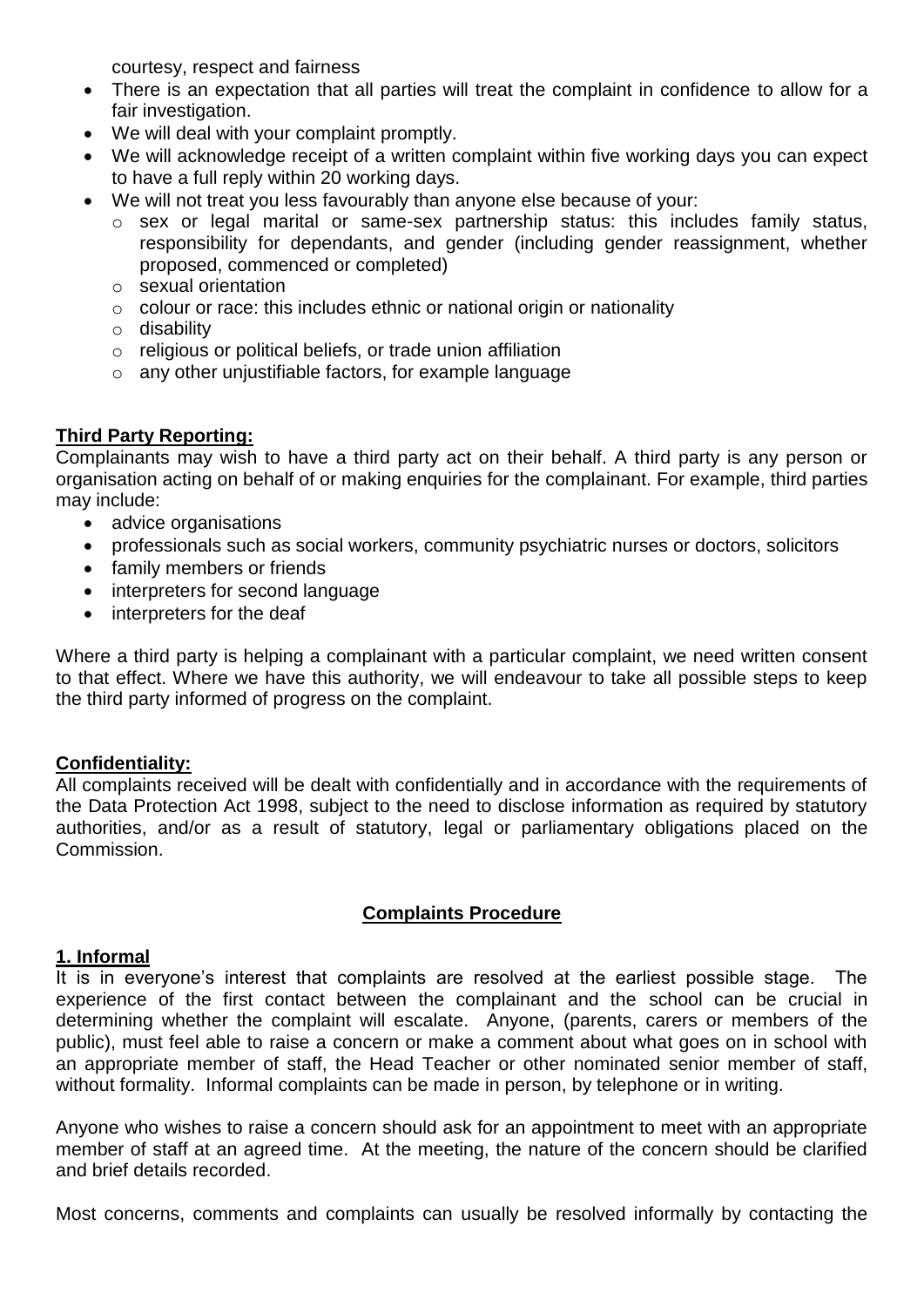courtesy, respect and fairness

- There is an expectation that all parties will treat the complaint in confidence to allow for a fair investigation.
- We will deal with your complaint promptly.
- We will acknowledge receipt of a written complaint within five working days you can expect to have a full reply within 20 working days.
- We will not treat you less favourably than anyone else because of your:
  - sex or legal marital or same-sex partnership status: this includes family status, responsibility for dependants, and gender (including gender reassignment, whether proposed, commenced or completed)
  - sexual orientation
  - colour or race: this includes ethnic or national origin or nationality
  - disability
  - religious or political beliefs, or trade union affiliation
  - any other unjustifiable factors, for example language

**Third Party Reporting:**

Complainants may wish to have a third party act on their behalf. A third party is any person or organisation acting on behalf of or making enquiries for the complainant. For example, third parties may include:

- advice organisations
- professionals such as social workers, community psychiatric nurses or doctors, solicitors
- family members or friends
- interpreters for second language
- interpreters for the deaf

Where a third party is helping a complainant with a particular complaint, we need written consent to that effect. Where we have this authority, we will endeavour to take all possible steps to keep the third party informed of progress on the complaint.

**Confidentiality:**

All complaints received will be dealt with confidentially and in accordance with the requirements of the Data Protection Act 1998, subject to the need to disclose information as required by statutory authorities, and/or as a result of statutory, legal or parliamentary obligations placed on the Commission.

## Complaints Procedure

**1. Informal**

It is in everyone's interest that complaints are resolved at the earliest possible stage. The experience of the first contact between the complainant and the school can be crucial in determining whether the complaint will escalate. Anyone, (parents, carers or members of the public), must feel able to raise a concern or make a comment about what goes on in school with an appropriate member of staff, the Head Teacher or other nominated senior member of staff, without formality. Informal complaints can be made in person, by telephone or in writing.

Anyone who wishes to raise a concern should ask for an appointment to meet with an appropriate member of staff at an agreed time. At the meeting, the nature of the concern should be clarified and brief details recorded.

Most concerns, comments and complaints can usually be resolved informally by contacting the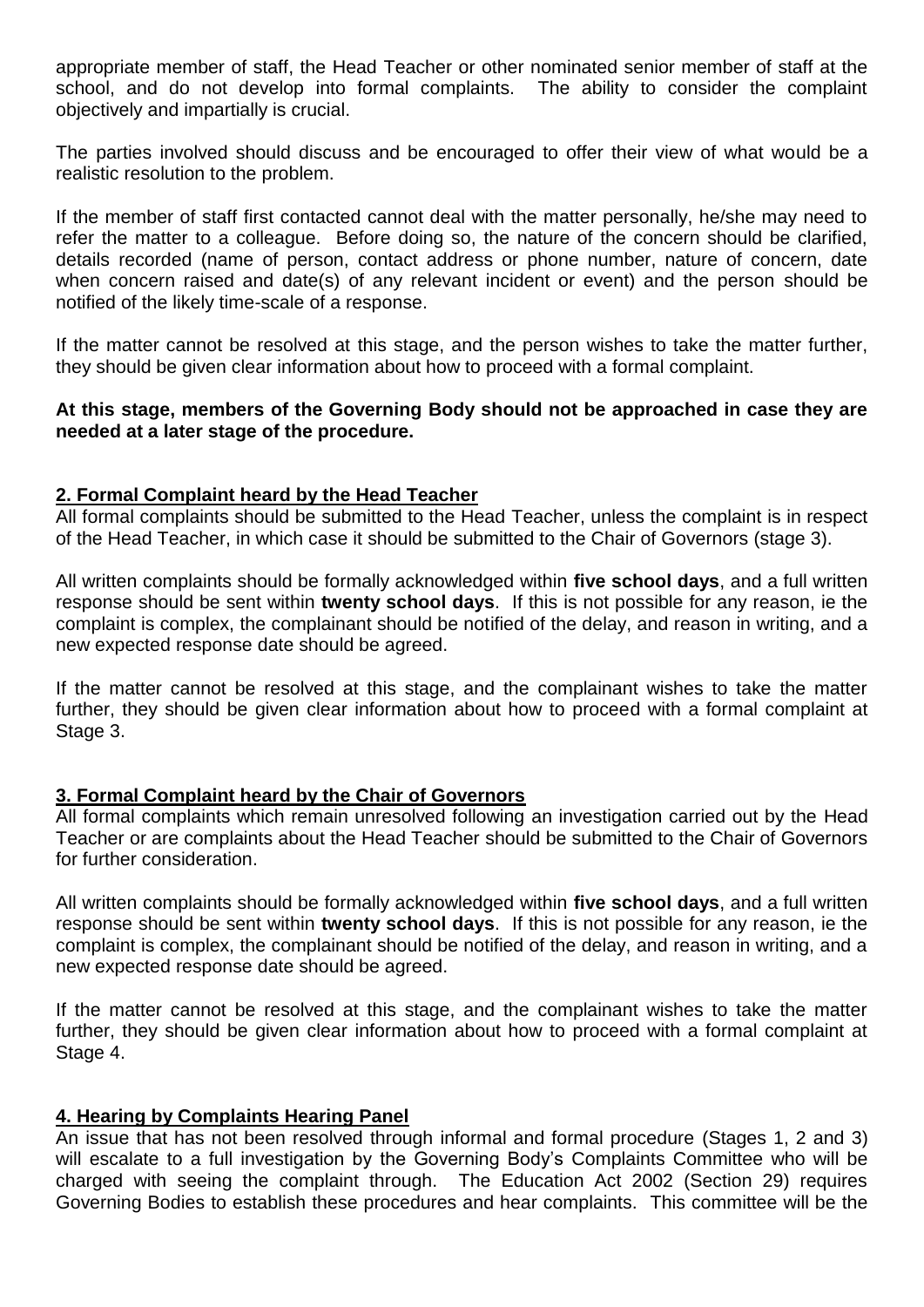appropriate member of staff, the Head Teacher or other nominated senior member of staff at the school, and do not develop into formal complaints. The ability to consider the complaint objectively and impartially is crucial.

The parties involved should discuss and be encouraged to offer their view of what would be a realistic resolution to the problem.

If the member of staff first contacted cannot deal with the matter personally, he/she may need to refer the matter to a colleague. Before doing so, the nature of the concern should be clarified, details recorded (name of person, contact address or phone number, nature of concern, date when concern raised and date(s) of any relevant incident or event) and the person should be notified of the likely time-scale of a response.

If the matter cannot be resolved at this stage, and the person wishes to take the matter further, they should be given clear information about how to proceed with a formal complaint.

**At this stage, members of the Governing Body should not be approached in case they are needed at a later stage of the procedure.**

## 2. Formal Complaint heard by the Head Teacher

All formal complaints should be submitted to the Head Teacher, unless the complaint is in respect of the Head Teacher, in which case it should be submitted to the Chair of Governors (stage 3).

All written complaints should be formally acknowledged within **five school days**, and a full written response should be sent within **twenty school days**. If this is not possible for any reason, ie the complaint is complex, the complainant should be notified of the delay, and reason in writing, and a new expected response date should be agreed.

If the matter cannot be resolved at this stage, and the complainant wishes to take the matter further, they should be given clear information about how to proceed with a formal complaint at Stage 3.

## 3. Formal Complaint heard by the Chair of Governors

All formal complaints which remain unresolved following an investigation carried out by the Head Teacher or are complaints about the Head Teacher should be submitted to the Chair of Governors for further consideration.

All written complaints should be formally acknowledged within **five school days**, and a full written response should be sent within **twenty school days**. If this is not possible for any reason, ie the complaint is complex, the complainant should be notified of the delay, and reason in writing, and a new expected response date should be agreed.

If the matter cannot be resolved at this stage, and the complainant wishes to take the matter further, they should be given clear information about how to proceed with a formal complaint at Stage 4.

## 4. Hearing by Complaints Hearing Panel

An issue that has not been resolved through informal and formal procedure (Stages 1, 2 and 3) will escalate to a full investigation by the Governing Body's Complaints Committee who will be charged with seeing the complaint through. The Education Act 2002 (Section 29) requires Governing Bodies to establish these procedures and hear complaints. This committee will be the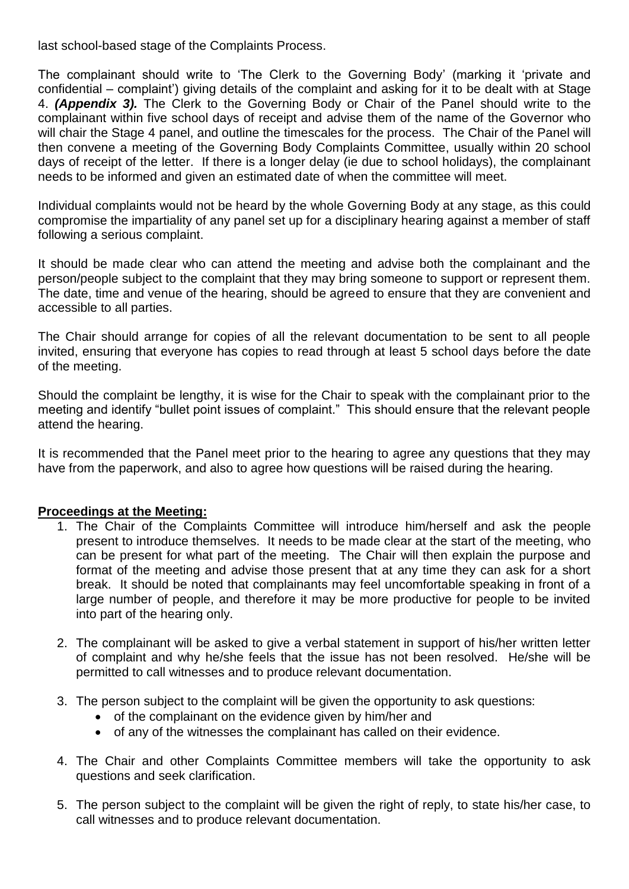last school-based stage of the Complaints Process.

The complainant should write to 'The Clerk to the Governing Body' (marking it 'private and confidential – complaint') giving details of the complaint and asking for it to be dealt with at Stage 4. ***(Appendix 3).*** The Clerk to the Governing Body or Chair of the Panel should write to the complainant within five school days of receipt and advise them of the name of the Governor who will chair the Stage 4 panel, and outline the timescales for the process. The Chair of the Panel will then convene a meeting of the Governing Body Complaints Committee, usually within 20 school days of receipt of the letter. If there is a longer delay (ie due to school holidays), the complainant needs to be informed and given an estimated date of when the committee will meet.

Individual complaints would not be heard by the whole Governing Body at any stage, as this could compromise the impartiality of any panel set up for a disciplinary hearing against a member of staff following a serious complaint.

It should be made clear who can attend the meeting and advise both the complainant and the person/people subject to the complaint that they may bring someone to support or represent them. The date, time and venue of the hearing, should be agreed to ensure that they are convenient and accessible to all parties.

The Chair should arrange for copies of all the relevant documentation to be sent to all people invited, ensuring that everyone has copies to read through at least 5 school days before the date of the meeting.

Should the complaint be lengthy, it is wise for the Chair to speak with the complainant prior to the meeting and identify "bullet point issues of complaint." This should ensure that the relevant people attend the hearing.

It is recommended that the Panel meet prior to the hearing to agree any questions that they may have from the paperwork, and also to agree how questions will be raised during the hearing.

**Proceedings at the Meeting:**

1. The Chair of the Complaints Committee will introduce him/herself and ask the people present to introduce themselves. It needs to be made clear at the start of the meeting, who can be present for what part of the meeting. The Chair will then explain the purpose and format of the meeting and advise those present that at any time they can ask for a short break. It should be noted that complainants may feel uncomfortable speaking in front of a large number of people, and therefore it may be more productive for people to be invited into part of the hearing only.

2. The complainant will be asked to give a verbal statement in support of his/her written letter of complaint and why he/she feels that the issue has not been resolved. He/she will be permitted to call witnesses and to produce relevant documentation.

3. The person subject to the complaint will be given the opportunity to ask questions:
   - of the complainant on the evidence given by him/her and
   - of any of the witnesses the complainant has called on their evidence.

4. The Chair and other Complaints Committee members will take the opportunity to ask questions and seek clarification.

5. The person subject to the complaint will be given the right of reply, to state his/her case, to call witnesses and to produce relevant documentation.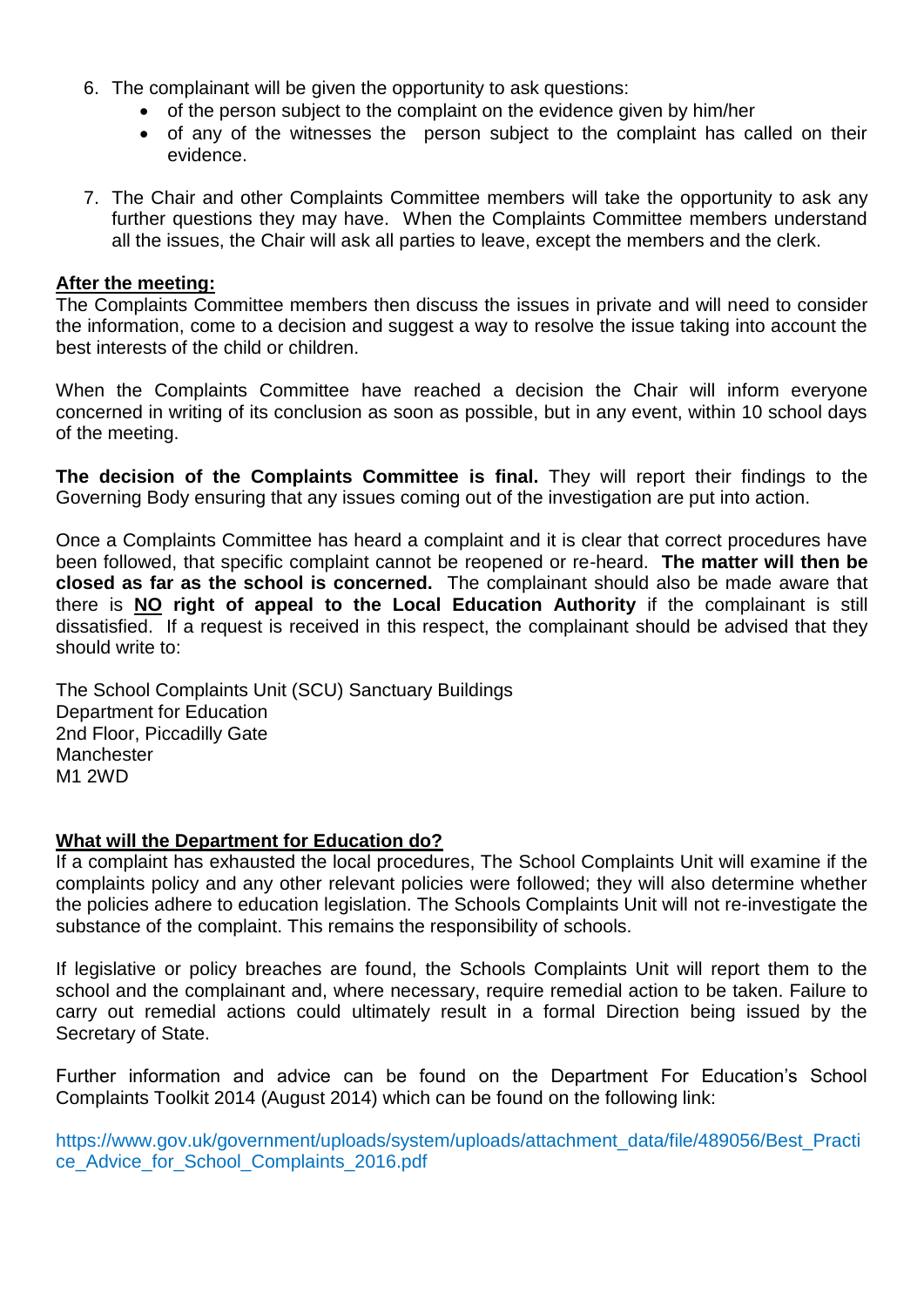6. The complainant will be given the opportunity to ask questions:
   - of the person subject to the complaint on the evidence given by him/her
   - of any of the witnesses the person subject to the complaint has called on their evidence.

7. The Chair and other Complaints Committee members will take the opportunity to ask any further questions they may have. When the Complaints Committee members understand all the issues, the Chair will ask all parties to leave, except the members and the clerk.

**After the meeting:**

The Complaints Committee members then discuss the issues in private and will need to consider the information, come to a decision and suggest a way to resolve the issue taking into account the best interests of the child or children.

When the Complaints Committee have reached a decision the Chair will inform everyone concerned in writing of its conclusion as soon as possible, but in any event, within 10 school days of the meeting.

**The decision of the Complaints Committee is final.** They will report their findings to the Governing Body ensuring that any issues coming out of the investigation are put into action.

Once a Complaints Committee has heard a complaint and it is clear that correct procedures have been followed, that specific complaint cannot be reopened or re-heard. **The matter will then be closed as far as the school is concerned.** The complainant should also be made aware that there is **NO right of appeal to the Local Education Authority** if the complainant is still dissatisfied. If a request is received in this respect, the complainant should be advised that they should write to:

The School Complaints Unit (SCU) Sanctuary Buildings
Department for Education
2nd Floor, Piccadilly Gate
Manchester
M1 2WD

**What will the Department for Education do?**

If a complaint has exhausted the local procedures, The School Complaints Unit will examine if the complaints policy and any other relevant policies were followed; they will also determine whether the policies adhere to education legislation. The Schools Complaints Unit will not re-investigate the substance of the complaint. This remains the responsibility of schools.

If legislative or policy breaches are found, the Schools Complaints Unit will report them to the school and the complainant and, where necessary, require remedial action to be taken. Failure to carry out remedial actions could ultimately result in a formal Direction being issued by the Secretary of State.

Further information and advice can be found on the Department For Education's School Complaints Toolkit 2014 (August 2014) which can be found on the following link:

https://www.gov.uk/government/uploads/system/uploads/attachment_data/file/489056/Best_Practice_Advice_for_School_Complaints_2016.pdf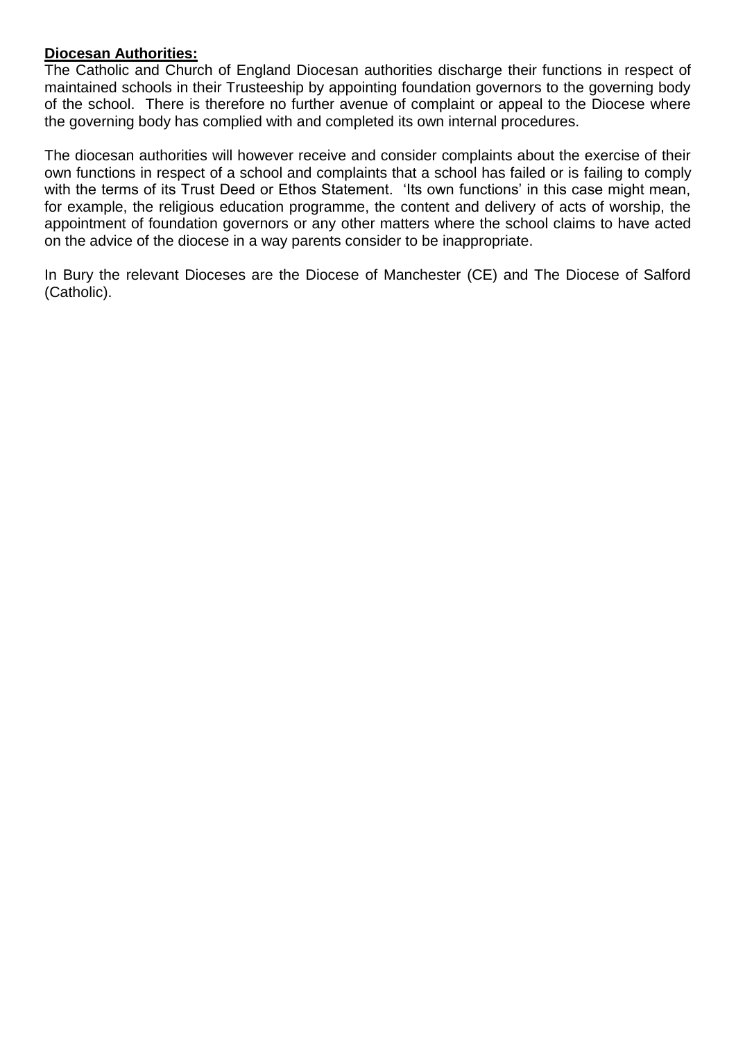**Diocesan Authorities:**

The Catholic and Church of England Diocesan authorities discharge their functions in respect of maintained schools in their Trusteeship by appointing foundation governors to the governing body of the school. There is therefore no further avenue of complaint or appeal to the Diocese where the governing body has complied with and completed its own internal procedures.

The diocesan authorities will however receive and consider complaints about the exercise of their own functions in respect of a school and complaints that a school has failed or is failing to comply with the terms of its Trust Deed or Ethos Statement. 'Its own functions' in this case might mean, for example, the religious education programme, the content and delivery of acts of worship, the appointment of foundation governors or any other matters where the school claims to have acted on the advice of the diocese in a way parents consider to be inappropriate.

In Bury the relevant Dioceses are the Diocese of Manchester (CE) and The Diocese of Salford (Catholic).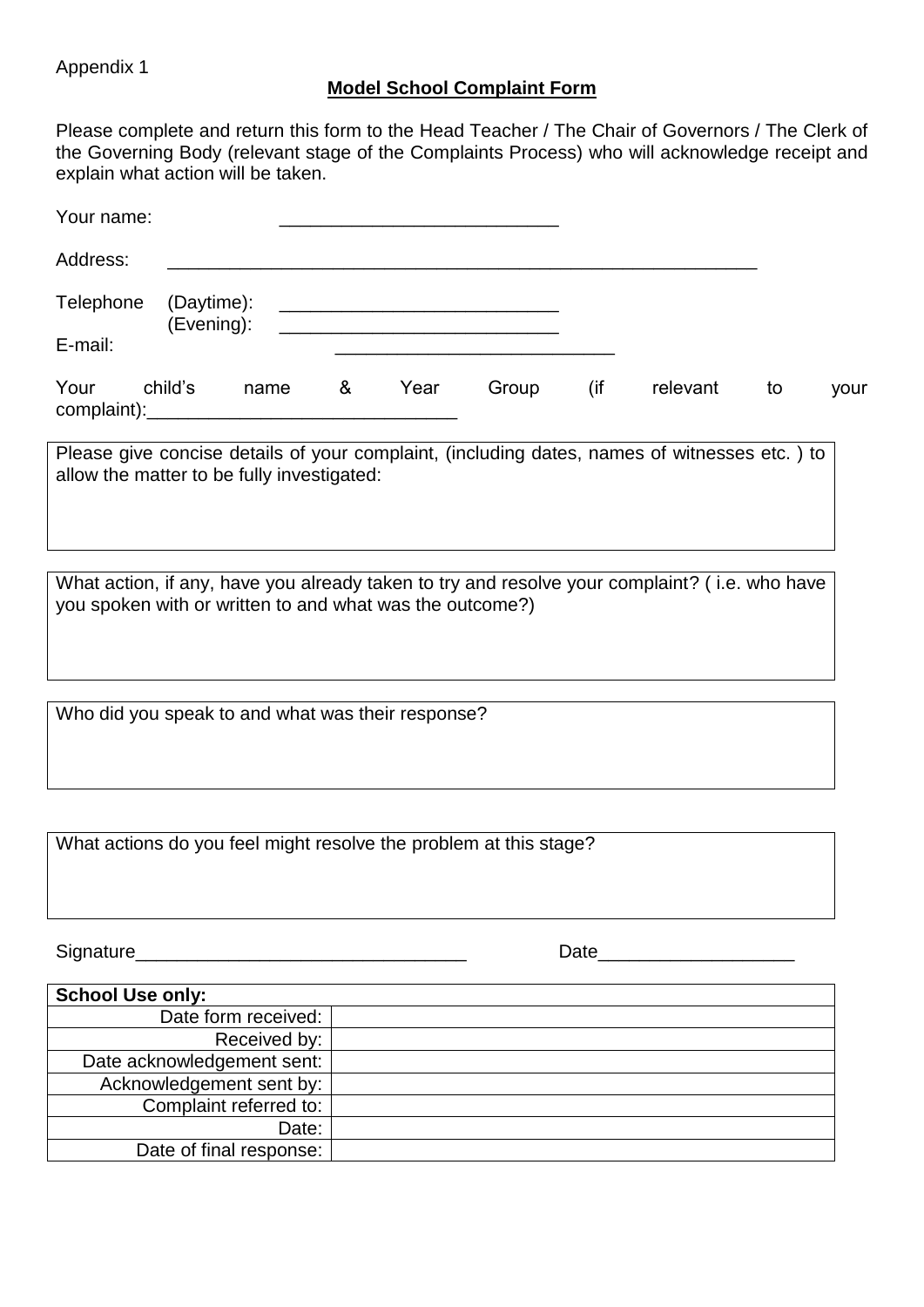Appendix 1

## Model School Complaint Form

Please complete and return this form to the Head Teacher / The Chair of Governors / The Clerk of the Governing Body (relevant stage of the Complaints Process) who will acknowledge receipt and explain what action will be taken.

Your name: ___________________________

Address: ___________________________________________________________

Telephone (Daytime): ___________________________
(Evening): ___________________________

E-mail: ___________________________

Your child's name & Year Group (if relevant to your complaint):______________________________

| Please give concise details of your complaint, (including dates, names of witnesses etc. ) to allow the matter to be fully investigated: |
|---|
| |

| What action, if any, have you already taken to try and resolve your complaint? ( i.e. who have you spoken with or written to and what was the outcome?) |
|---|
| |

| Who did you speak to and what was their response? |
|---|
| |

| What actions do you feel might resolve the problem at this stage? |
|---|
| |

Signature________________________________ Date___________________

| **School Use only:** | |
|---|---|
| Date form received: | |
| Received by: | |
| Date acknowledgement sent: | |
| Acknowledgement sent by: | |
| Complaint referred to: | |
| Date: | |
| Date of final response: | |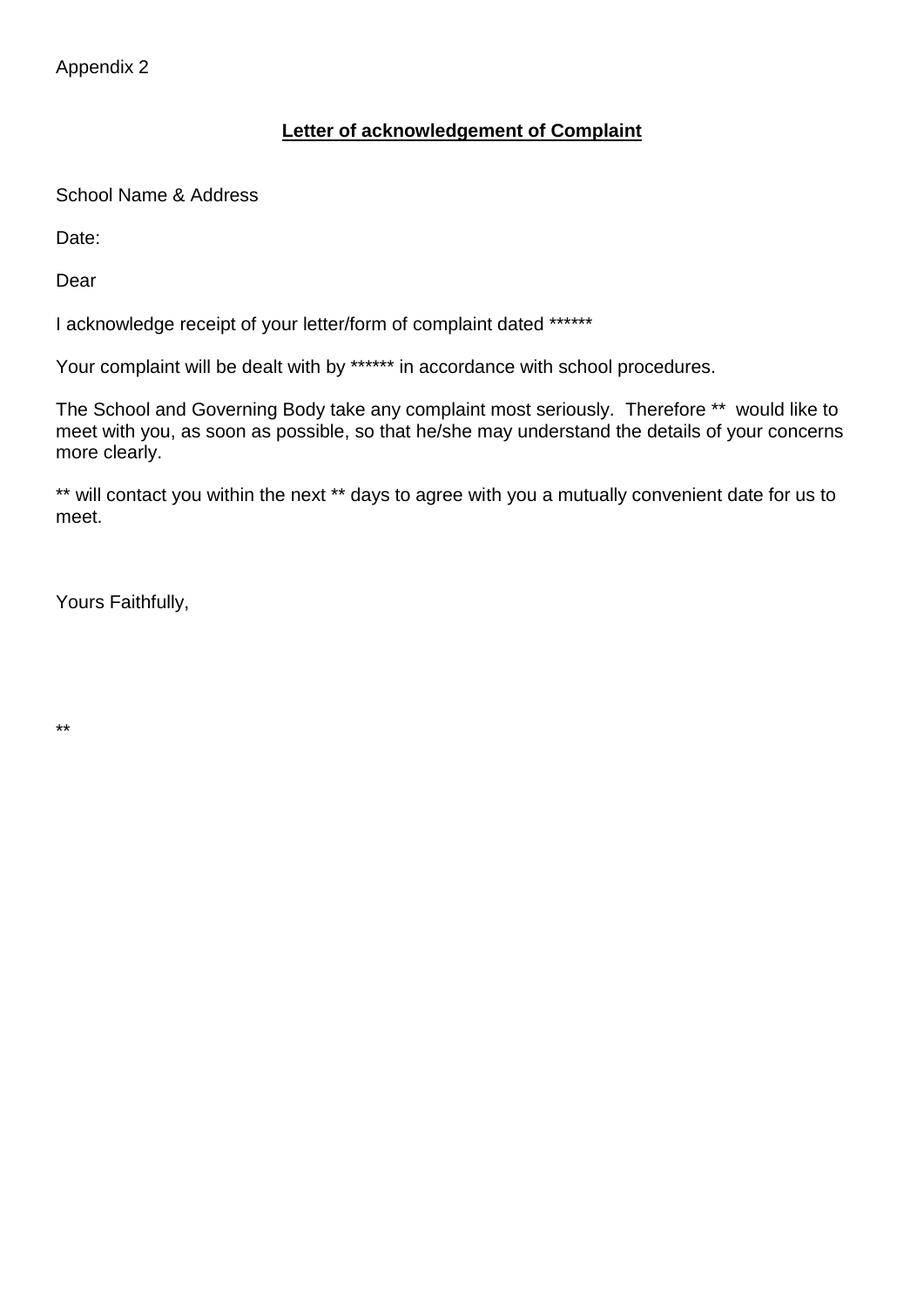Appendix 2

**Letter of acknowledgement of Complaint**

School Name & Address

Date:

Dear

I acknowledge receipt of your letter/form of complaint dated ******

Your complaint will be dealt with by ****** in accordance with school procedures.

The School and Governing Body take any complaint most seriously. Therefore ** would like to meet with you, as soon as possible, so that he/she may understand the details of your concerns more clearly.

** will contact you within the next ** days to agree with you a mutually convenient date for us to meet.

Yours Faithfully,

**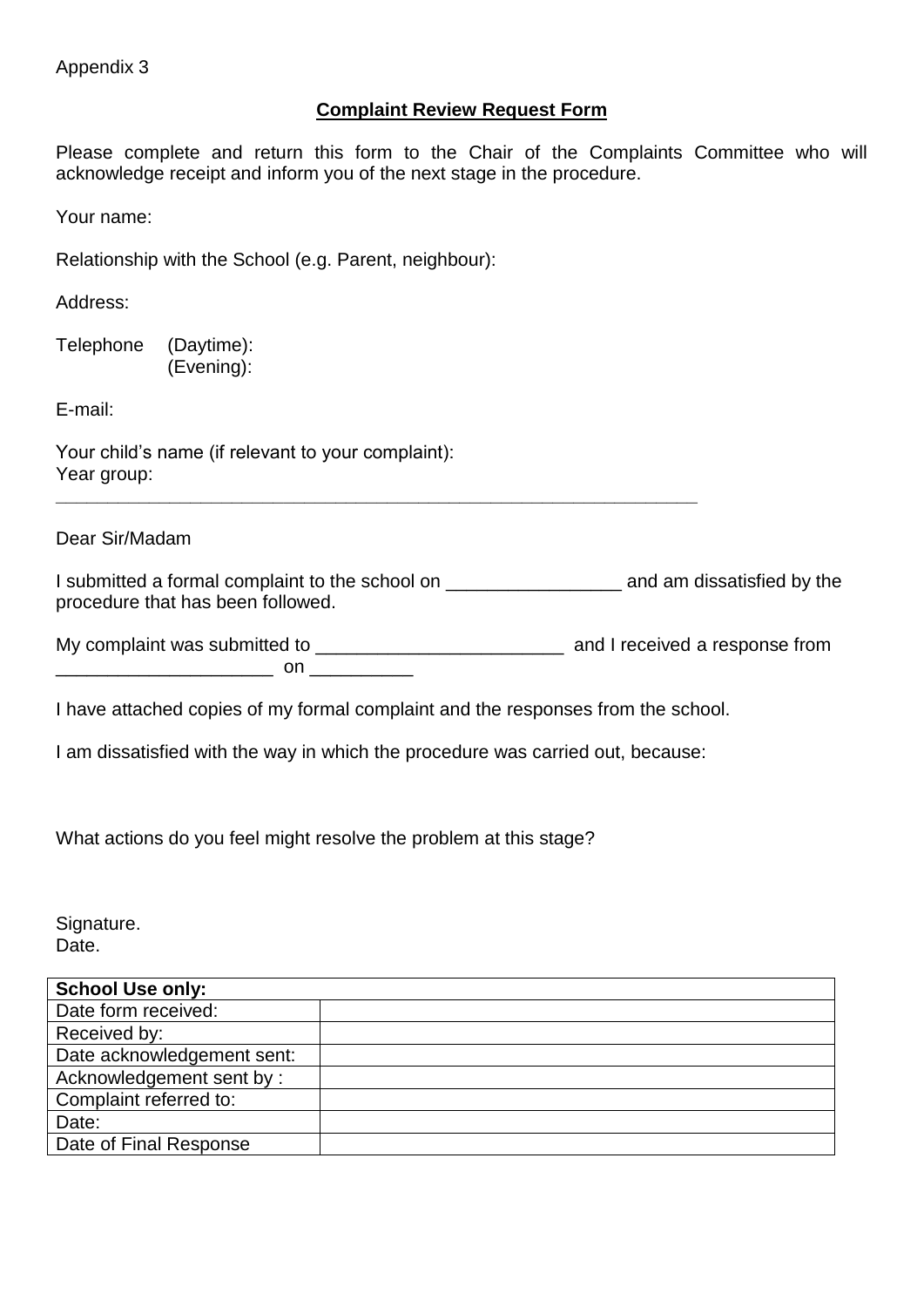Appendix 3

**Complaint Review Request Form**

Please complete and return this form to the Chair of the Complaints Committee who will acknowledge receipt and inform you of the next stage in the procedure.

Your name:

Relationship with the School (e.g. Parent, neighbour):

Address:

Telephone (Daytime):
(Evening):

E-mail:

Your child's name (if relevant to your complaint):
Year group:

---

Dear Sir/Madam

I submitted a formal complaint to the school on _________________ and am dissatisfied by the procedure that has been followed.

My complaint was submitted to ________________________ and I received a response from _____________________ on __________

I have attached copies of my formal complaint and the responses from the school.

I am dissatisfied with the way in which the procedure was carried out, because:

What actions do you feel might resolve the problem at this stage?

Signature.
Date.

| **School Use only:** | |
|---|---|
| Date form received: | |
| Received by: | |
| Date acknowledgement sent: | |
| Acknowledgement sent by : | |
| Complaint referred to: | |
| Date: | |
| Date of Final Response | |